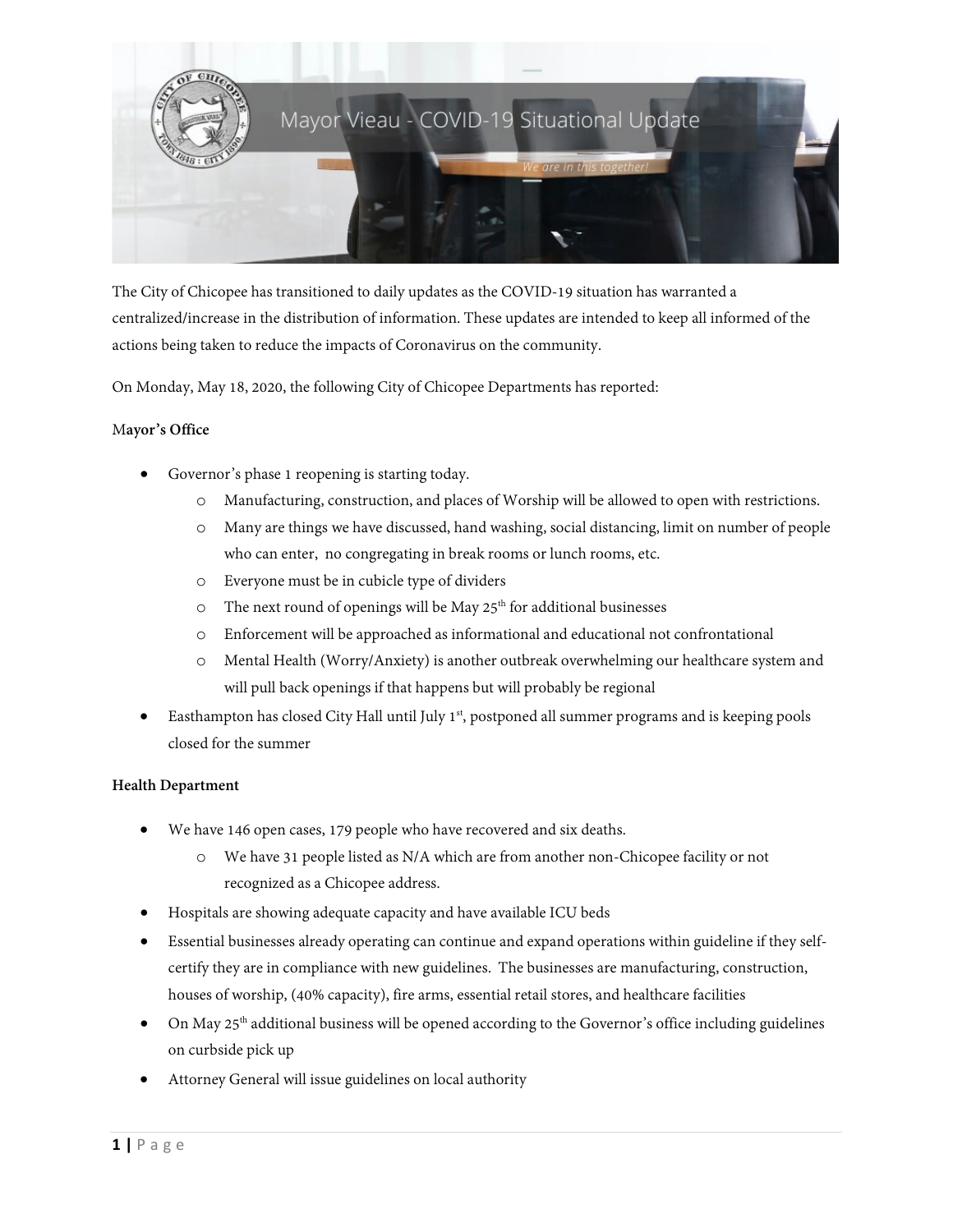# Mayor Vieau - COVID-19 Situational Update

*We are in this together!*

The City of Chicopee has transitioned to daily updates as the COVID-19 situation has warranted a centralized/increase in the distribution of information. These updates are intended to keep all informed of the actions being taken to reduce the impacts of Coronavirus on the community.

On Monday, May 18, 2020, the following City of Chicopee Departments has reported:

**Mayor's Office**

- Governor's phase 1 reopening is starting today.
  - Manufacturing, construction, and places of Worship will be allowed to open with restrictions.
  - Many are things we have discussed, hand washing, social distancing, limit on number of people who can enter, no congregating in break rooms or lunch rooms, etc.
  - Everyone must be in cubicle type of dividers
  - The next round of openings will be May 25th for additional businesses
  - Enforcement will be approached as informational and educational not confrontational
  - Mental Health (Worry/Anxiety) is another outbreak overwhelming our healthcare system and will pull back openings if that happens but will probably be regional
- Easthampton has closed City Hall until July 1st, postponed all summer programs and is keeping pools closed for the summer

**Health Department**

- We have 146 open cases, 179 people who have recovered and six deaths.
  - We have 31 people listed as N/A which are from another non-Chicopee facility or not recognized as a Chicopee address.
- Hospitals are showing adequate capacity and have available ICU beds
- Essential businesses already operating can continue and expand operations within guideline if they self-certify they are in compliance with new guidelines. The businesses are manufacturing, construction, houses of worship, (40% capacity), fire arms, essential retail stores, and healthcare facilities
- On May 25th additional business will be opened according to the Governor's office including guidelines on curbside pick up
- Attorney General will issue guidelines on local authority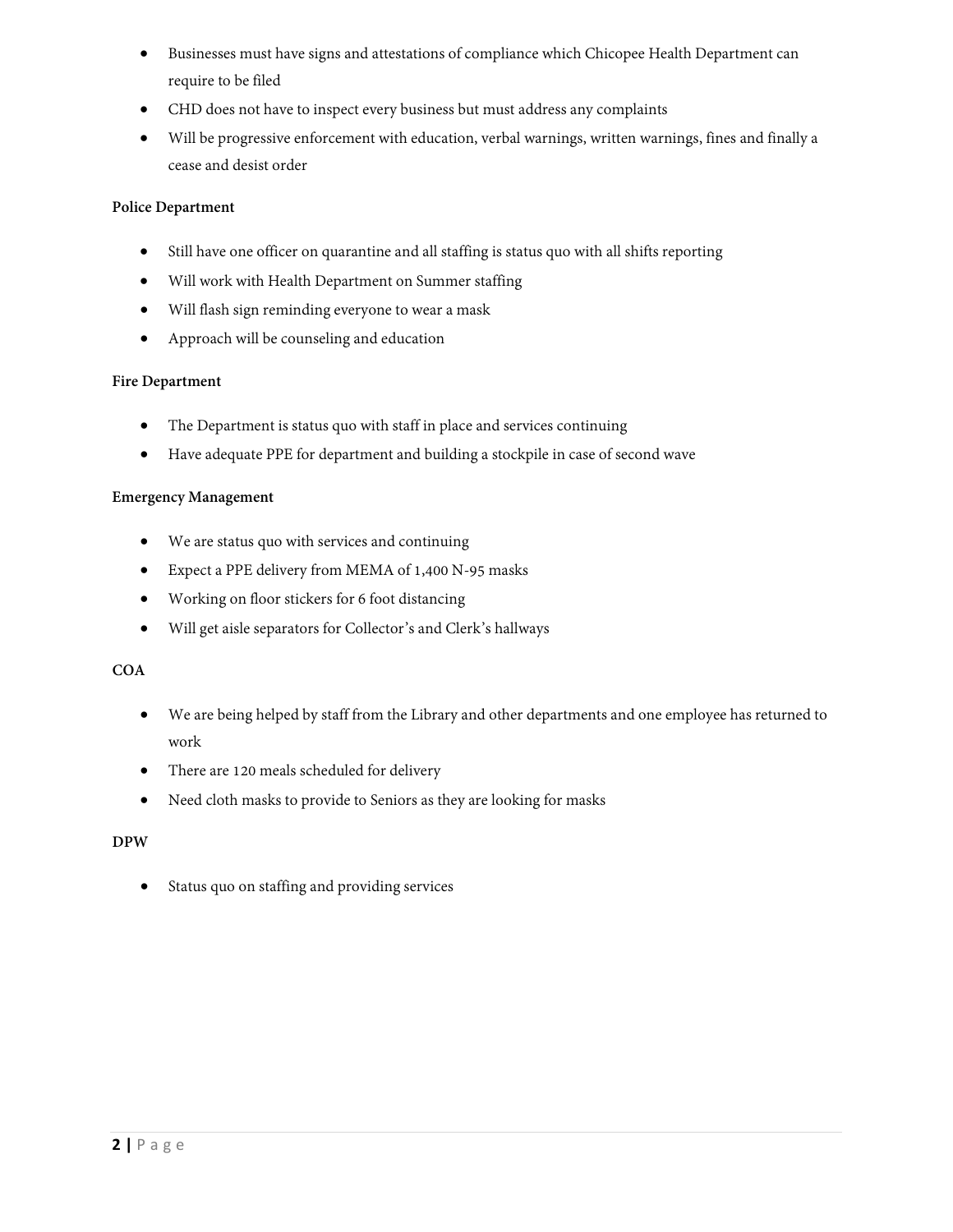- Businesses must have signs and attestations of compliance which Chicopee Health Department can require to be filed
- CHD does not have to inspect every business but must address any complaints
- Will be progressive enforcement with education, verbal warnings, written warnings, fines and finally a cease and desist order

**Police Department**

- Still have one officer on quarantine and all staffing is status quo with all shifts reporting
- Will work with Health Department on Summer staffing
- Will flash sign reminding everyone to wear a mask
- Approach will be counseling and education

**Fire Department**

- The Department is status quo with staff in place and services continuing
- Have adequate PPE for department and building a stockpile in case of second wave

**Emergency Management**

- We are status quo with services and continuing
- Expect a PPE delivery from MEMA of 1,400 N-95 masks
- Working on floor stickers for 6 foot distancing
- Will get aisle separators for Collector's and Clerk's hallways

**COA**

- We are being helped by staff from the Library and other departments and one employee has returned to work
- There are 120 meals scheduled for delivery
- Need cloth masks to provide to Seniors as they are looking for masks

**DPW**

- Status quo on staffing and providing services